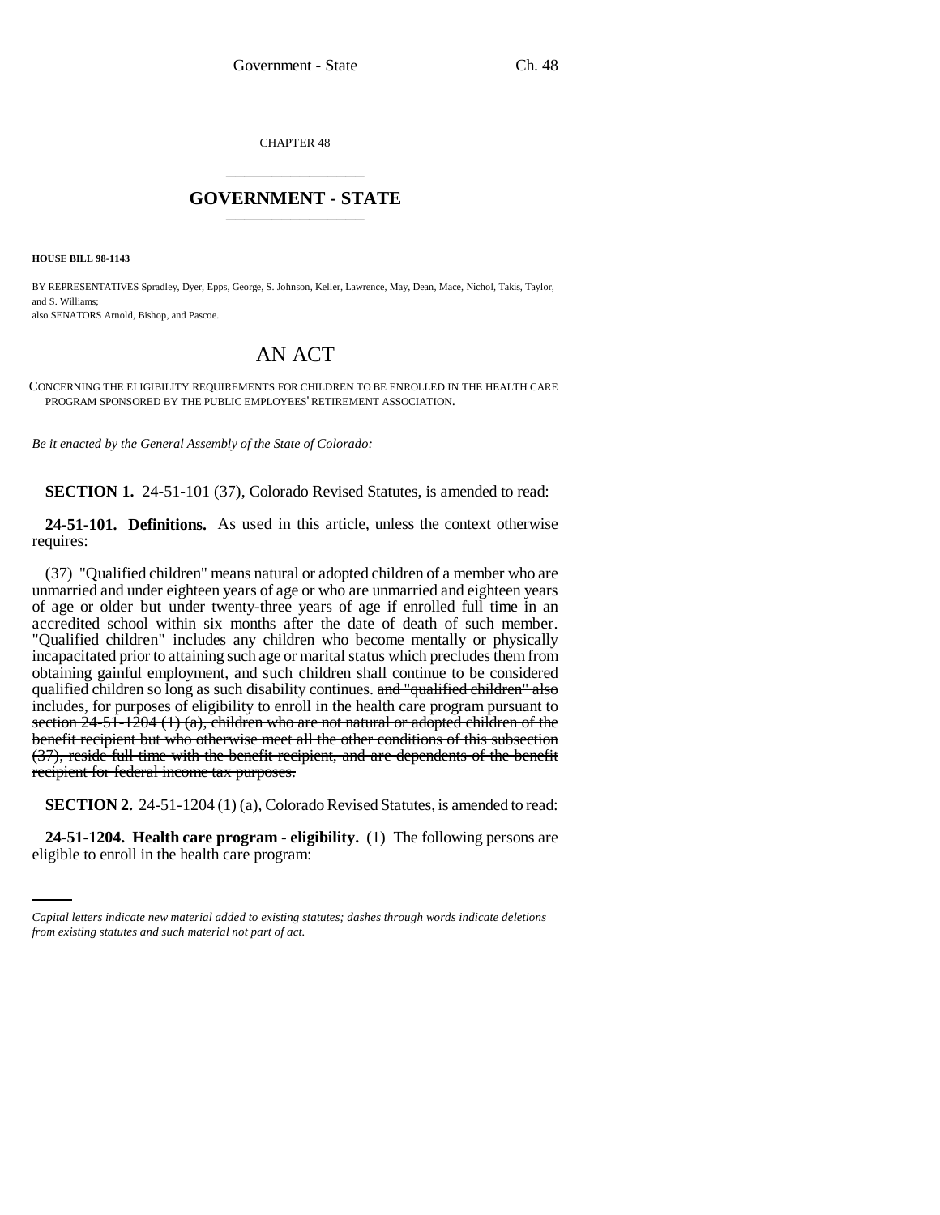CHAPTER 48

# GOVERNMENT - STATE

**HOUSE BILL 98-1143**

BY REPRESENTATIVES Spradley, Dyer, Epps, George, S. Johnson, Keller, Lawrence, May, Dean, Mace, Nichol, Takis, Taylor, and S. Williams;
also SENATORS Arnold, Bishop, and Pascoe.

# AN ACT

CONCERNING THE ELIGIBILITY REQUIREMENTS FOR CHILDREN TO BE ENROLLED IN THE HEALTH CARE PROGRAM SPONSORED BY THE PUBLIC EMPLOYEES' RETIREMENT ASSOCIATION.

*Be it enacted by the General Assembly of the State of Colorado:*

**SECTION 1.** 24-51-101 (37), Colorado Revised Statutes, is amended to read:

**24-51-101. Definitions.** As used in this article, unless the context otherwise requires:

(37) "Qualified children" means natural or adopted children of a member who are unmarried and under eighteen years of age or who are unmarried and eighteen years of age or older but under twenty-three years of age if enrolled full time in an accredited school within six months after the date of death of such member. "Qualified children" includes any children who become mentally or physically incapacitated prior to attaining such age or marital status which precludes them from obtaining gainful employment, and such children shall continue to be considered qualified children so long as such disability continues. ~~and "qualified children" also includes, for purposes of eligibility to enroll in the health care program pursuant to section 24-51-1204 (1) (a), children who are not natural or adopted children of the benefit recipient but who otherwise meet all the other conditions of this subsection (37), reside full-time with the benefit recipient, and are dependents of the benefit recipient for federal income tax purposes.~~

**SECTION 2.** 24-51-1204 (1) (a), Colorado Revised Statutes, is amended to read:

**24-51-1204. Health care program - eligibility.** (1) The following persons are eligible to enroll in the health care program:

*Capital letters indicate new material added to existing statutes; dashes through words indicate deletions from existing statutes and such material not part of act.*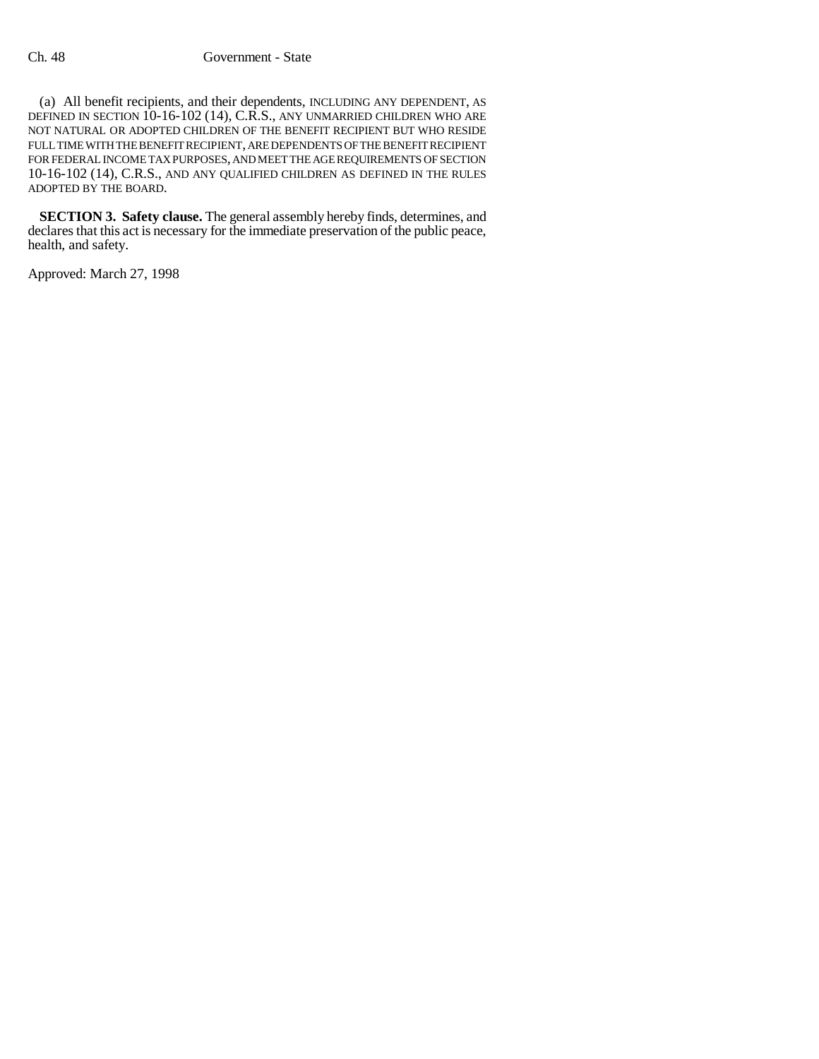(a) All benefit recipients, and their dependents, INCLUDING ANY DEPENDENT, AS DEFINED IN SECTION 10-16-102 (14), C.R.S., ANY UNMARRIED CHILDREN WHO ARE NOT NATURAL OR ADOPTED CHILDREN OF THE BENEFIT RECIPIENT BUT WHO RESIDE FULL TIME WITH THE BENEFIT RECIPIENT, ARE DEPENDENTS OF THE BENEFIT RECIPIENT FOR FEDERAL INCOME TAX PURPOSES, AND MEET THE AGE REQUIREMENTS OF SECTION 10-16-102 (14), C.R.S., AND ANY QUALIFIED CHILDREN AS DEFINED IN THE RULES ADOPTED BY THE BOARD.

**SECTION 3. Safety clause.** The general assembly hereby finds, determines, and declares that this act is necessary for the immediate preservation of the public peace, health, and safety.

Approved: March 27, 1998